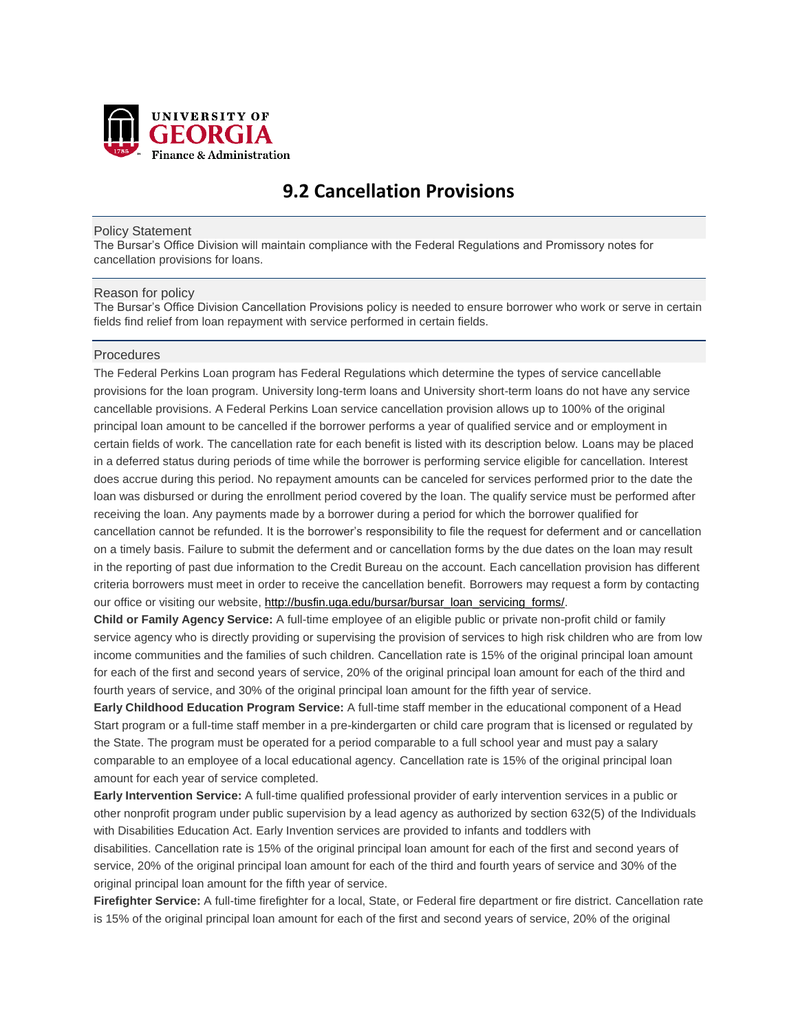UNIVERSITY OF GEORGIA
Finance & Administration

# 9.2 Cancellation Provisions

## Policy Statement

The Bursar's Office Division will maintain compliance with the Federal Regulations and Promissory notes for cancellation provisions for loans.

## Reason for policy

The Bursar's Office Division Cancellation Provisions policy is needed to ensure borrower who work or serve in certain fields find relief from loan repayment with service performed in certain fields.

## Procedures

The Federal Perkins Loan program has Federal Regulations which determine the types of service cancellable provisions for the loan program. University long-term loans and University short-term loans do not have any service cancellable provisions. A Federal Perkins Loan service cancellation provision allows up to 100% of the original principal loan amount to be cancelled if the borrower performs a year of qualified service and or employment in certain fields of work. The cancellation rate for each benefit is listed with its description below. Loans may be placed in a deferred status during periods of time while the borrower is performing service eligible for cancellation. Interest does accrue during this period. No repayment amounts can be canceled for services performed prior to the date the loan was disbursed or during the enrollment period covered by the loan. The qualify service must be performed after receiving the loan. Any payments made by a borrower during a period for which the borrower qualified for cancellation cannot be refunded. It is the borrower's responsibility to file the request for deferment and or cancellation on a timely basis. Failure to submit the deferment and or cancellation forms by the due dates on the loan may result in the reporting of past due information to the Credit Bureau on the account. Each cancellation provision has different criteria borrowers must meet in order to receive the cancellation benefit. Borrowers may request a form by contacting our office or visiting our website, http://busfin.uga.edu/bursar/bursar_loan_servicing_forms/.

**Child or Family Agency Service:** A full-time employee of an eligible public or private non-profit child or family service agency who is directly providing or supervising the provision of services to high risk children who are from low income communities and the families of such children. Cancellation rate is 15% of the original principal loan amount for each of the first and second years of service, 20% of the original principal loan amount for each of the third and fourth years of service, and 30% of the original principal loan amount for the fifth year of service.

**Early Childhood Education Program Service:** A full-time staff member in the educational component of a Head Start program or a full-time staff member in a pre-kindergarten or child care program that is licensed or regulated by the State. The program must be operated for a period comparable to a full school year and must pay a salary comparable to an employee of a local educational agency. Cancellation rate is 15% of the original principal loan amount for each year of service completed.

**Early Intervention Service:** A full-time qualified professional provider of early intervention services in a public or other nonprofit program under public supervision by a lead agency as authorized by section 632(5) of the Individuals with Disabilities Education Act. Early Invention services are provided to infants and toddlers with disabilities. Cancellation rate is 15% of the original principal loan amount for each of the first and second years of service, 20% of the original principal loan amount for each of the third and fourth years of service and 30% of the original principal loan amount for the fifth year of service.

**Firefighter Service:** A full-time firefighter for a local, State, or Federal fire department or fire district. Cancellation rate is 15% of the original principal loan amount for each of the first and second years of service, 20% of the original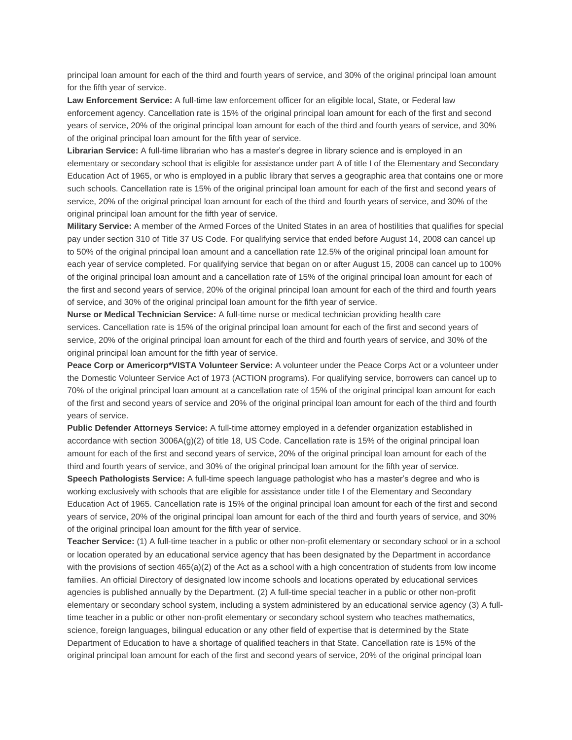principal loan amount for each of the third and fourth years of service, and 30% of the original principal loan amount for the fifth year of service.

**Law Enforcement Service:** A full-time law enforcement officer for an eligible local, State, or Federal law enforcement agency. Cancellation rate is 15% of the original principal loan amount for each of the first and second years of service, 20% of the original principal loan amount for each of the third and fourth years of service, and 30% of the original principal loan amount for the fifth year of service.

**Librarian Service:** A full-time librarian who has a master's degree in library science and is employed in an elementary or secondary school that is eligible for assistance under part A of title I of the Elementary and Secondary Education Act of 1965, or who is employed in a public library that serves a geographic area that contains one or more such schools. Cancellation rate is 15% of the original principal loan amount for each of the first and second years of service, 20% of the original principal loan amount for each of the third and fourth years of service, and 30% of the original principal loan amount for the fifth year of service.

**Military Service:** A member of the Armed Forces of the United States in an area of hostilities that qualifies for special pay under section 310 of Title 37 US Code. For qualifying service that ended before August 14, 2008 can cancel up to 50% of the original principal loan amount and a cancellation rate 12.5% of the original principal loan amount for each year of service completed. For qualifying service that began on or after August 15, 2008 can cancel up to 100% of the original principal loan amount and a cancellation rate of 15% of the original principal loan amount for each of the first and second years of service, 20% of the original principal loan amount for each of the third and fourth years of service, and 30% of the original principal loan amount for the fifth year of service.

**Nurse or Medical Technician Service:** A full-time nurse or medical technician providing health care services. Cancellation rate is 15% of the original principal loan amount for each of the first and second years of service, 20% of the original principal loan amount for each of the third and fourth years of service, and 30% of the original principal loan amount for the fifth year of service.

**Peace Corp or Americorp*VISTA Volunteer Service:** A volunteer under the Peace Corps Act or a volunteer under the Domestic Volunteer Service Act of 1973 (ACTION programs). For qualifying service, borrowers can cancel up to 70% of the original principal loan amount at a cancellation rate of 15% of the original principal loan amount for each of the first and second years of service and 20% of the original principal loan amount for each of the third and fourth years of service.

**Public Defender Attorneys Service:** A full-time attorney employed in a defender organization established in accordance with section 3006A(g)(2) of title 18, US Code. Cancellation rate is 15% of the original principal loan amount for each of the first and second years of service, 20% of the original principal loan amount for each of the third and fourth years of service, and 30% of the original principal loan amount for the fifth year of service.

**Speech Pathologists Service:** A full-time speech language pathologist who has a master's degree and who is working exclusively with schools that are eligible for assistance under title I of the Elementary and Secondary Education Act of 1965. Cancellation rate is 15% of the original principal loan amount for each of the first and second years of service, 20% of the original principal loan amount for each of the third and fourth years of service, and 30% of the original principal loan amount for the fifth year of service.

**Teacher Service:** (1) A full-time teacher in a public or other non-profit elementary or secondary school or in a school or location operated by an educational service agency that has been designated by the Department in accordance with the provisions of section 465(a)(2) of the Act as a school with a high concentration of students from low income families. An official Directory of designated low income schools and locations operated by educational services agencies is published annually by the Department. (2) A full-time special teacher in a public or other non-profit elementary or secondary school system, including a system administered by an educational service agency (3) A full-time teacher in a public or other non-profit elementary or secondary school system who teaches mathematics, science, foreign languages, bilingual education or any other field of expertise that is determined by the State Department of Education to have a shortage of qualified teachers in that State. Cancellation rate is 15% of the original principal loan amount for each of the first and second years of service, 20% of the original principal loan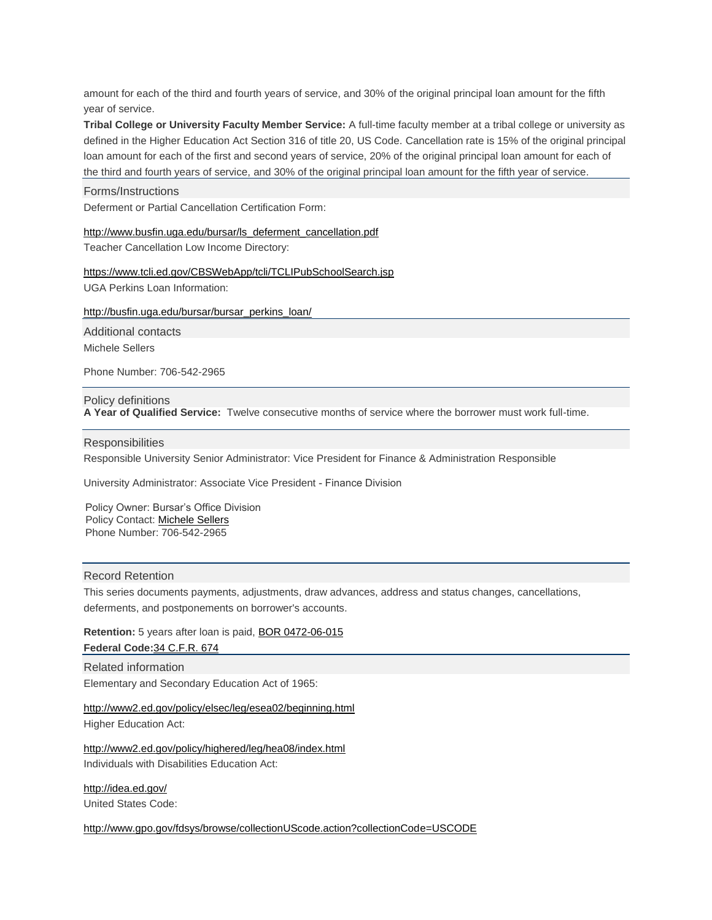amount for each of the third and fourth years of service, and 30% of the original principal loan amount for the fifth year of service.

**Tribal College or University Faculty Member Service:** A full-time faculty member at a tribal college or university as defined in the Higher Education Act Section 316 of title 20, US Code. Cancellation rate is 15% of the original principal loan amount for each of the first and second years of service, 20% of the original principal loan amount for each of the third and fourth years of service, and 30% of the original principal loan amount for the fifth year of service.

## Forms/Instructions

Deferment or Partial Cancellation Certification Form:

http://www.busfin.uga.edu/bursar/ls_deferment_cancellation.pdf

Teacher Cancellation Low Income Directory:

https://www.tcli.ed.gov/CBSWebApp/tcli/TCLIPubSchoolSearch.jsp

UGA Perkins Loan Information:

http://busfin.uga.edu/bursar/bursar_perkins_loan/

## Additional contacts

Michele Sellers

Phone Number: 706-542-2965

## Policy definitions

**A Year of Qualified Service:** Twelve consecutive months of service where the borrower must work full-time.

## Responsibilities

Responsible University Senior Administrator: Vice President for Finance & Administration Responsible

University Administrator: Associate Vice President - Finance Division

Policy Owner: Bursar's Office Division
Policy Contact: Michele Sellers
Phone Number: 706-542-2965

## Record Retention

This series documents payments, adjustments, draw advances, address and status changes, cancellations, deferments, and postponements on borrower's accounts.

**Retention:** 5 years after loan is paid, BOR 0472-06-015

**Federal Code:** 34 C.F.R. 674

## Related information

Elementary and Secondary Education Act of 1965:

http://www2.ed.gov/policy/elsec/leg/esea02/beginning.html

Higher Education Act:

http://www2.ed.gov/policy/highered/leg/hea08/index.html

Individuals with Disabilities Education Act:

http://idea.ed.gov/

United States Code:

http://www.gpo.gov/fdsys/browse/collectionUScode.action?collectionCode=USCODE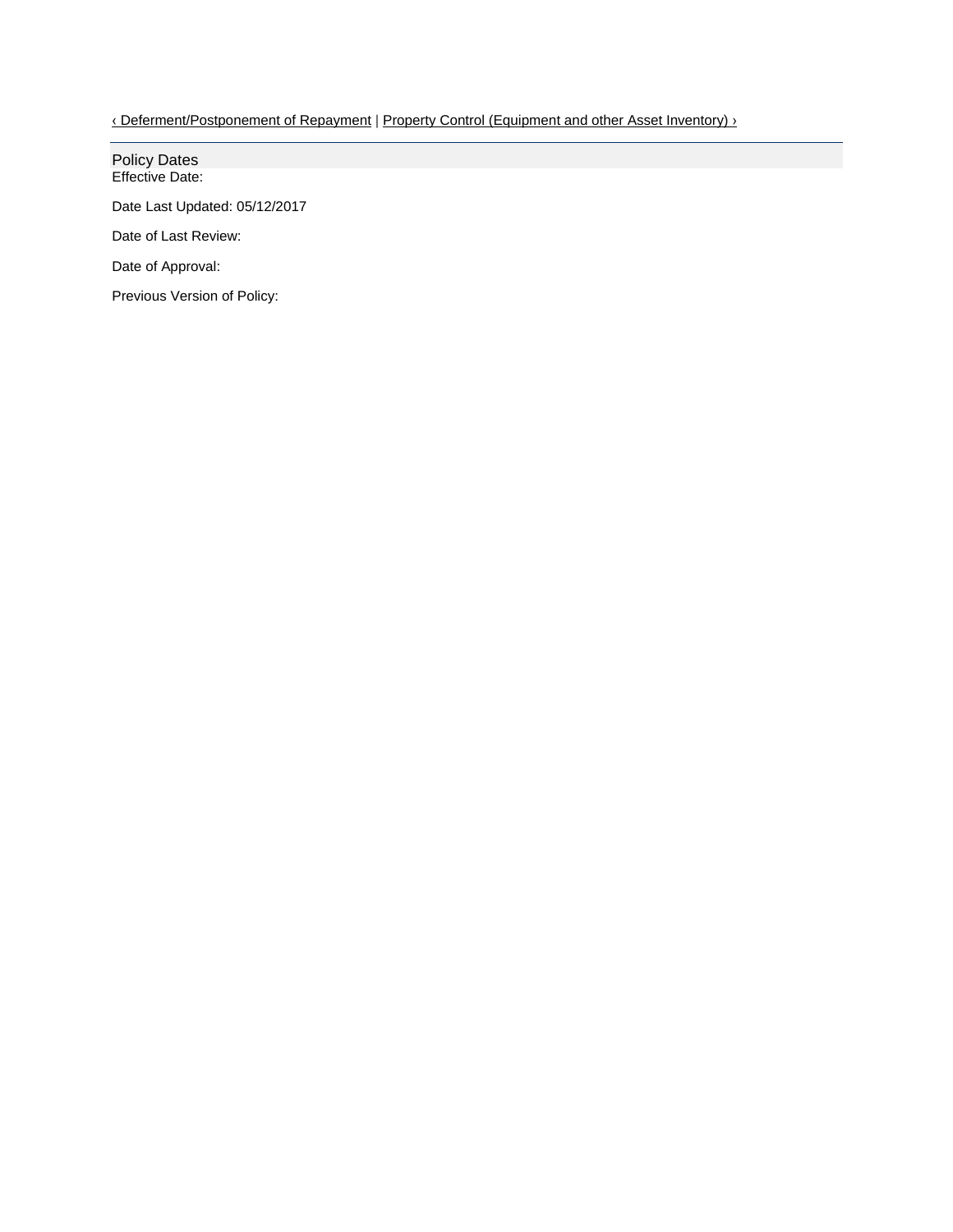‹ Deferment/Postponement of Repayment | Property Control (Equipment and other Asset Inventory) ›

---

Policy Dates

Effective Date:

Date Last Updated: 05/12/2017

Date of Last Review:

Date of Approval:

Previous Version of Policy: